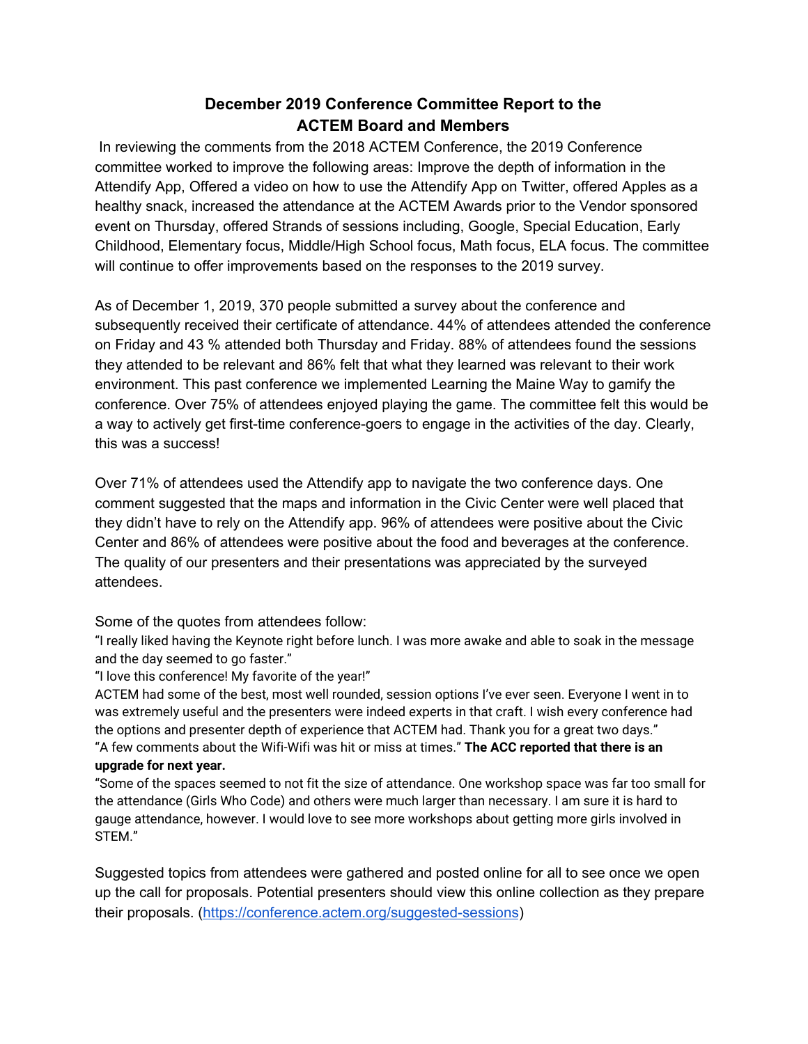# December 2019 Conference Committee Report to the ACTEM Board and Members

In reviewing the comments from the 2018 ACTEM Conference, the 2019 Conference committee worked to improve the following areas: Improve the depth of information in the Attendify App, Offered a video on how to use the Attendify App on Twitter, offered Apples as a healthy snack, increased the attendance at the ACTEM Awards prior to the Vendor sponsored event on Thursday, offered Strands of sessions including, Google, Special Education, Early Childhood, Elementary focus, Middle/High School focus, Math focus, ELA focus. The committee will continue to offer improvements based on the responses to the 2019 survey.

As of December 1, 2019, 370 people submitted a survey about the conference and subsequently received their certificate of attendance. 44% of attendees attended the conference on Friday and 43 % attended both Thursday and Friday. 88% of attendees found the sessions they attended to be relevant and 86% felt that what they learned was relevant to their work environment. This past conference we implemented Learning the Maine Way to gamify the conference. Over 75% of attendees enjoyed playing the game. The committee felt this would be a way to actively get first-time conference-goers to engage in the activities of the day. Clearly, this was a success!

Over 71% of attendees used the Attendify app to navigate the two conference days. One comment suggested that the maps and information in the Civic Center were well placed that they didn't have to rely on the Attendify app. 96% of attendees were positive about the Civic Center and 86% of attendees were positive about the food and beverages at the conference. The quality of our presenters and their presentations was appreciated by the surveyed attendees.

Some of the quotes from attendees follow:

"I really liked having the Keynote right before lunch. I was more awake and able to soak in the message and the day seemed to go faster."

"I love this conference! My favorite of the year!"

ACTEM had some of the best, most well rounded, session options I've ever seen. Everyone I went in to was extremely useful and the presenters were indeed experts in that craft. I wish every conference had the options and presenter depth of experience that ACTEM had. Thank you for a great two days."

"A few comments about the Wifi-Wifi was hit or miss at times." **The ACC reported that there is an upgrade for next year.**

"Some of the spaces seemed to not fit the size of attendance. One workshop space was far too small for the attendance (Girls Who Code) and others were much larger than necessary. I am sure it is hard to gauge attendance, however. I would love to see more workshops about getting more girls involved in STEM."

Suggested topics from attendees were gathered and posted online for all to see once we open up the call for proposals. Potential presenters should view this online collection as they prepare their proposals. ([https://conference.actem.org/suggested-sessions](https://conference.actem.org/suggested-sessions))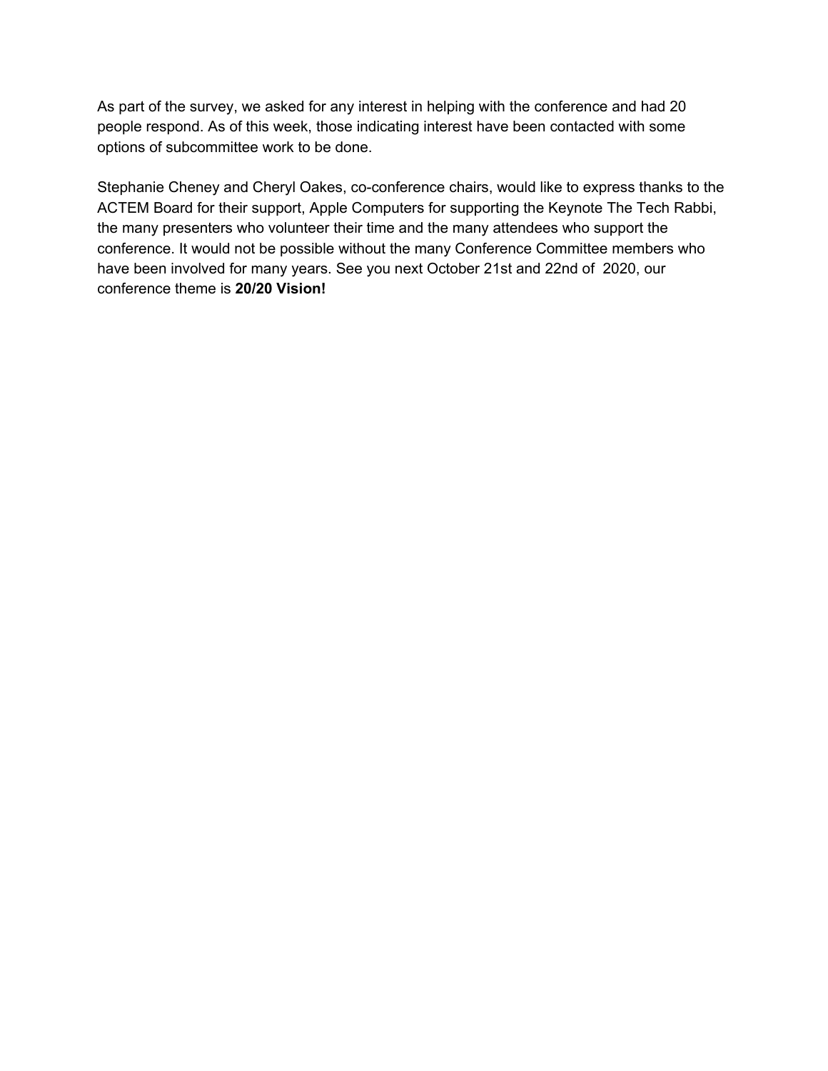As part of the survey, we asked for any interest in helping with the conference and had 20 people respond. As of this week, those indicating interest have been contacted with some options of subcommittee work to be done.

Stephanie Cheney and Cheryl Oakes, co-conference chairs, would like to express thanks to the ACTEM Board for their support, Apple Computers for supporting the Keynote The Tech Rabbi, the many presenters who volunteer their time and the many attendees who support the conference. It would not be possible without the many Conference Committee members who have been involved for many years. See you next October 21st and 22nd of 2020, our conference theme is **20/20 Vision!**